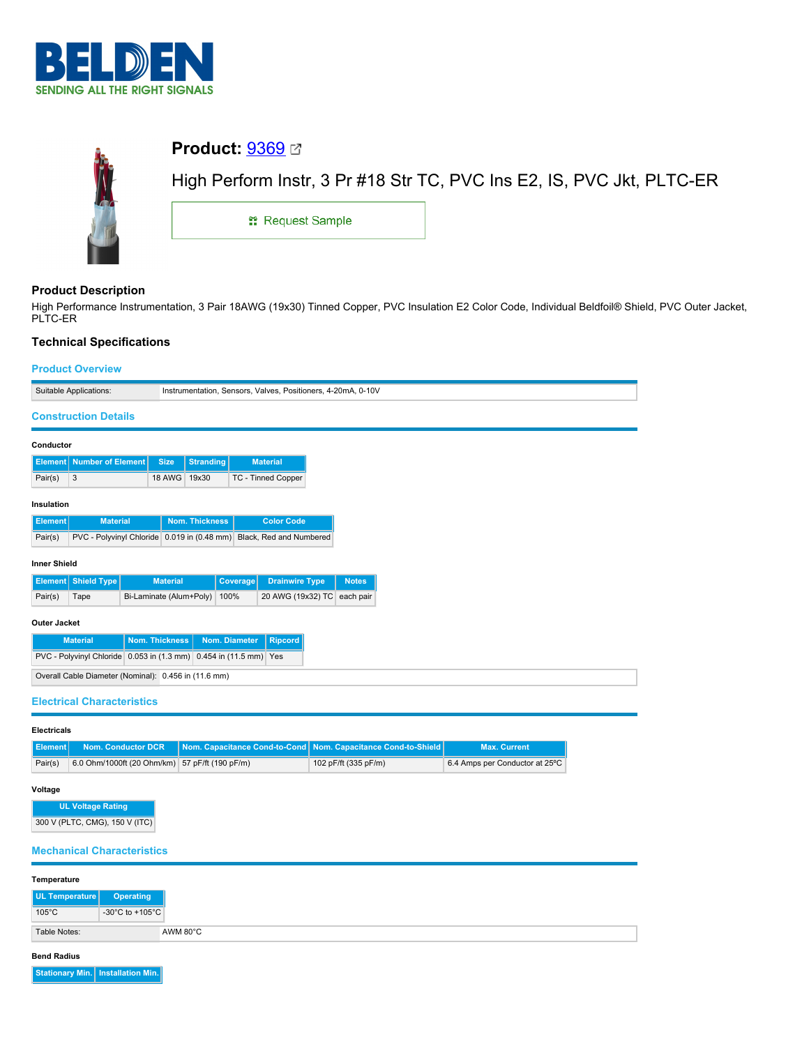**BELDEN**
SENDING ALL THE RIGHT SIGNALS

# Product: 9369

High Perform Instr, 3 Pr #18 Str TC, PVC Ins E2, IS, PVC Jkt, PLTC-ER

Request Sample

## Product Description

High Performance Instrumentation, 3 Pair 18AWG (19x30) Tinned Copper, PVC Insulation E2 Color Code, Individual Beldfoil® Shield, PVC Outer Jacket, PLTC-ER

## Technical Specifications

### Product Overview

| Suitable Applications: | Instrumentation, Sensors, Valves, Positioners, 4-20mA, 0-10V |
|---|---|

### Construction Details

**Conductor**

| Element | Number of Element | Size | Stranding | Material |
|---|---|---|---|---|
| Pair(s) | 3 | 18 AWG | 19x30 | TC - Tinned Copper |

**Insulation**

| Element | Material | Nom. Thickness | Color Code |
|---|---|---|---|
| Pair(s) | PVC - Polyvinyl Chloride | 0.019 in (0.48 mm) | Black, Red and Numbered |

**Inner Shield**

| Element | Shield Type | Material | Coverage | Drainwire Type | Notes |
|---|---|---|---|---|---|
| Pair(s) | Tape | Bi-Laminate (Alum+Poly) | 100% | 20 AWG (19x32) TC | each pair |

**Outer Jacket**

| Material | Nom. Thickness | Nom. Diameter | Ripcord |
|---|---|---|---|
| PVC - Polyvinyl Chloride | 0.053 in (1.3 mm) | 0.454 in (11.5 mm) | Yes |

| Overall Cable Diameter (Nominal): | 0.456 in (11.6 mm) |
|---|---|

### Electrical Characteristics

**Electricals**

| Element | Nom. Conductor DCR | Nom. Capacitance Cond-to-Cond | Nom. Capacitance Cond-to-Shield | Max. Current |
|---|---|---|---|---|
| Pair(s) | 6.0 Ohm/1000ft (20 Ohm/km) | 57 pF/ft (190 pF/m) | 102 pF/ft (335 pF/m) | 6.4 Amps per Conductor at 25ºC |

**Voltage**

| UL Voltage Rating |
|---|
| 300 V (PLTC, CMG), 150 V (ITC) |

### Mechanical Characteristics

**Temperature**

| UL Temperature | Operating |
|---|---|
| 105°C | -30°C to +105°C |

| Table Notes: | AWM 80°C |
|---|---|

**Bend Radius**

| Stationary Min. | Installation Min. |
|---|---|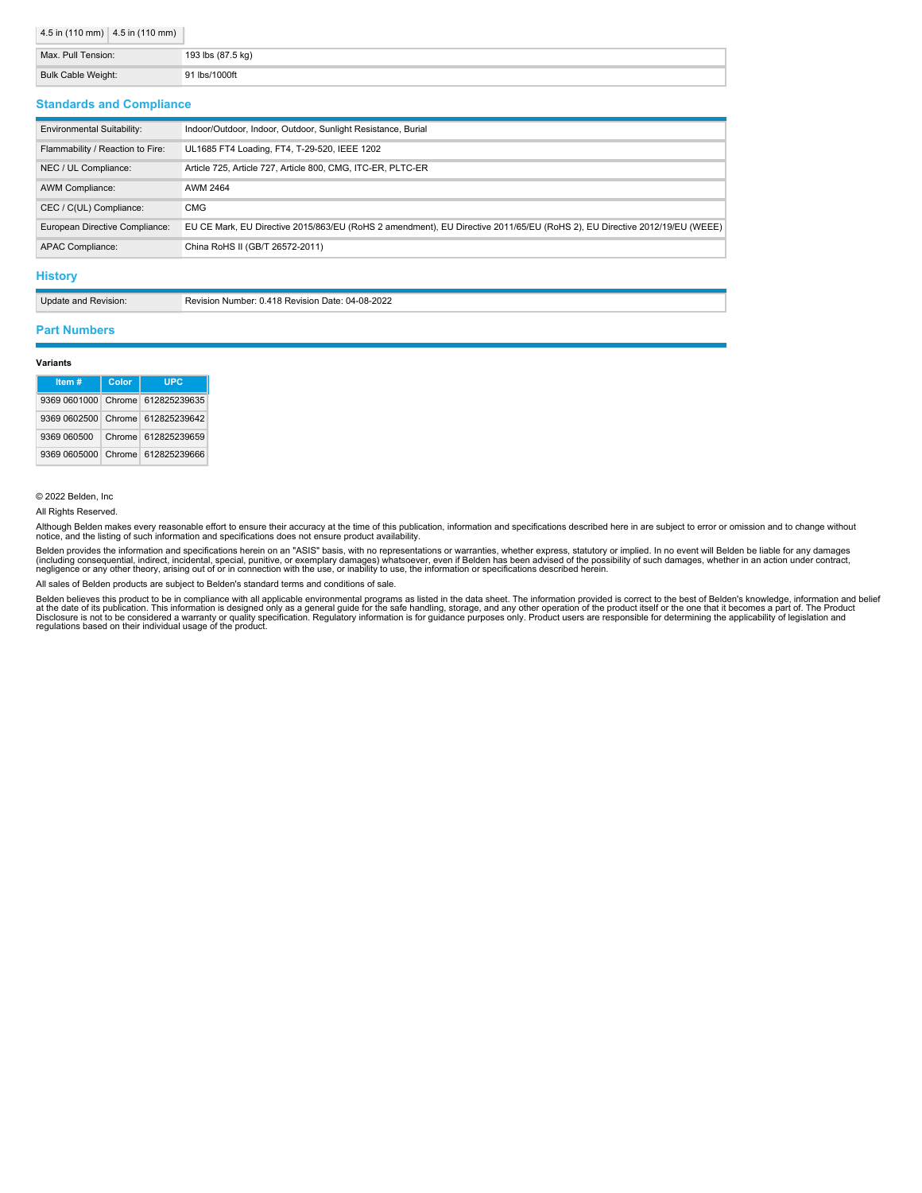| | |
|---|---|
| 4.5 in (110 mm) | 4.5 in (110 mm) |

| | |
|---|---|
| Max. Pull Tension: | 193 lbs (87.5 kg) |
| Bulk Cable Weight: | 91 lbs/1000ft |

## Standards and Compliance

| | |
|---|---|
| Environmental Suitability: | Indoor/Outdoor, Indoor, Outdoor, Sunlight Resistance, Burial |
| Flammability / Reaction to Fire: | UL1685 FT4 Loading, FT4, T-29-520, IEEE 1202 |
| NEC / UL Compliance: | Article 725, Article 727, Article 800, CMG, ITC-ER, PLTC-ER |
| AWM Compliance: | AWM 2464 |
| CEC / C(UL) Compliance: | CMG |
| European Directive Compliance: | EU CE Mark, EU Directive 2015/863/EU (RoHS 2 amendment), EU Directive 2011/65/EU (RoHS 2), EU Directive 2012/19/EU (WEEE) |
| APAC Compliance: | China RoHS II (GB/T 26572-2011) |

## History

| | |
|---|---|
| Update and Revision: | Revision Number: 0.418 Revision Date: 04-08-2022 |

## Part Numbers

**Variants**

| Item # | Color | UPC |
|---|---|---|
| 9369 0601000 | Chrome | 612825239635 |
| 9369 0602500 | Chrome | 612825239642 |
| 9369 060500 | Chrome | 612825239659 |
| 9369 0605000 | Chrome | 612825239666 |

© 2022 Belden, Inc

All Rights Reserved.

Although Belden makes every reasonable effort to ensure their accuracy at the time of this publication, information and specifications described here in are subject to error or omission and to change without notice, and the listing of such information and specifications does not ensure product availability.

Belden provides the information and specifications herein on an "ASIS" basis, with no representations or warranties, whether express, statutory or implied. In no event will Belden be liable for any damages (including consequential, indirect, incidental, special, punitive, or exemplary damages) whatsoever, even if Belden has been advised of the possibility of such damages, whether in an action under contract, negligence or any other theory, arising out of or in connection with the use, or inability to use, the information or specifications described herein.

All sales of Belden products are subject to Belden's standard terms and conditions of sale.

Belden believes this product to be in compliance with all applicable environmental programs as listed in the data sheet. The information provided is correct to the best of Belden's knowledge, information and belief at the date of its publication. This information is designed only as a general guide for the safe handling, storage, and any other operation of the product itself or the one that it becomes a part of. The Product Disclosure is not to be considered a warranty or quality specification. Regulatory information is for guidance purposes only. Product users are responsible for determining the applicability of legislation and regulations based on their individual usage of the product.